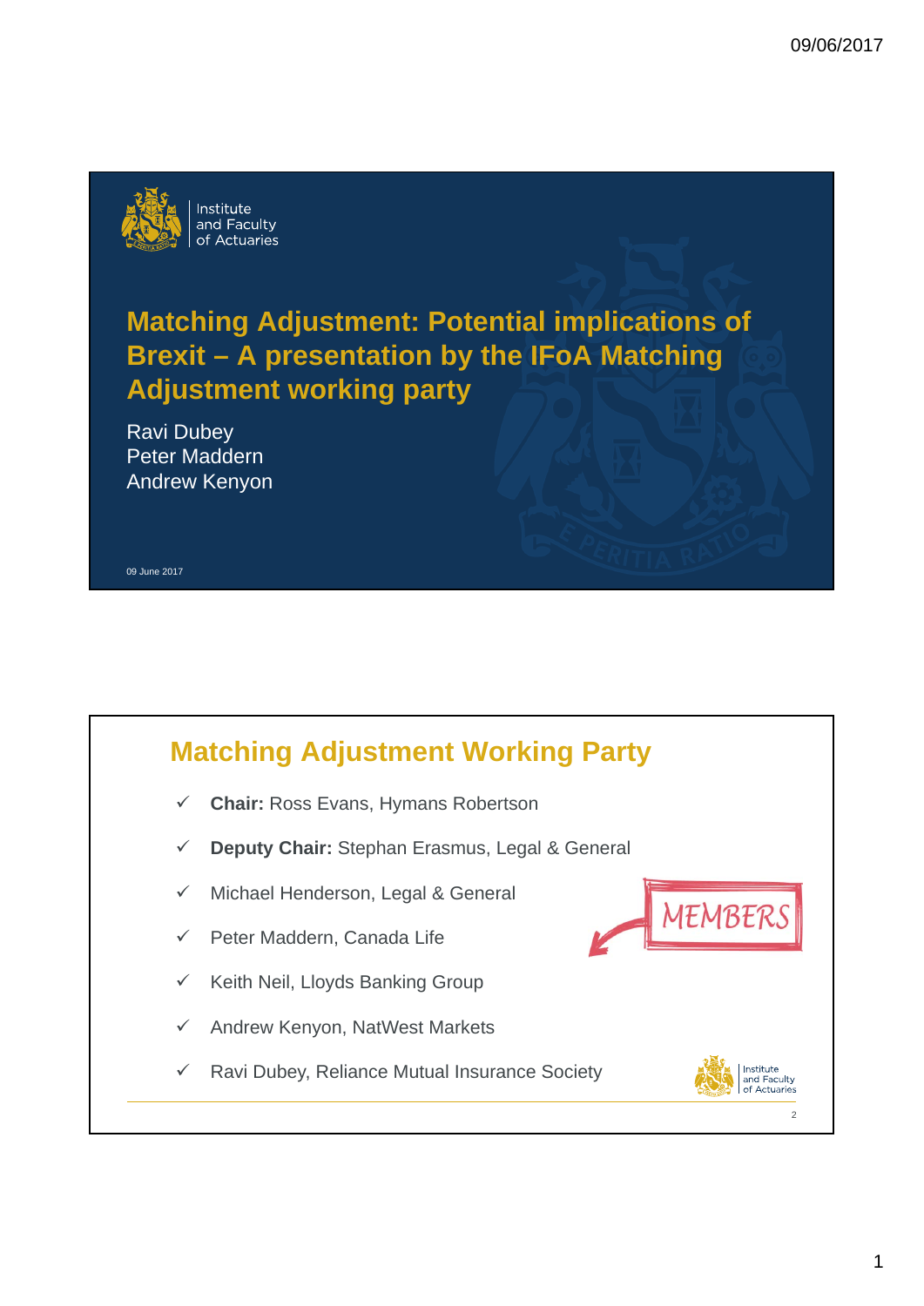# Matching Adjustment: Potential implications of Brexit – A presentation by the IFoA Matching Adjustment working party

Ravi Dubey
Peter Maddern
Andrew Kenyon

09 June 2017

## Matching Adjustment Working Party

- ✓ **Chair:** Ross Evans, Hymans Robertson
- ✓ **Deputy Chair:** Stephan Erasmus, Legal & General
- ✓ Michael Henderson, Legal & General
- ✓ Peter Maddern, Canada Life
- ✓ Keith Neil, Lloyds Banking Group
- ✓ Andrew Kenyon, NatWest Markets
- ✓ Ravi Dubey, Reliance Mutual Insurance Society

MEMBERS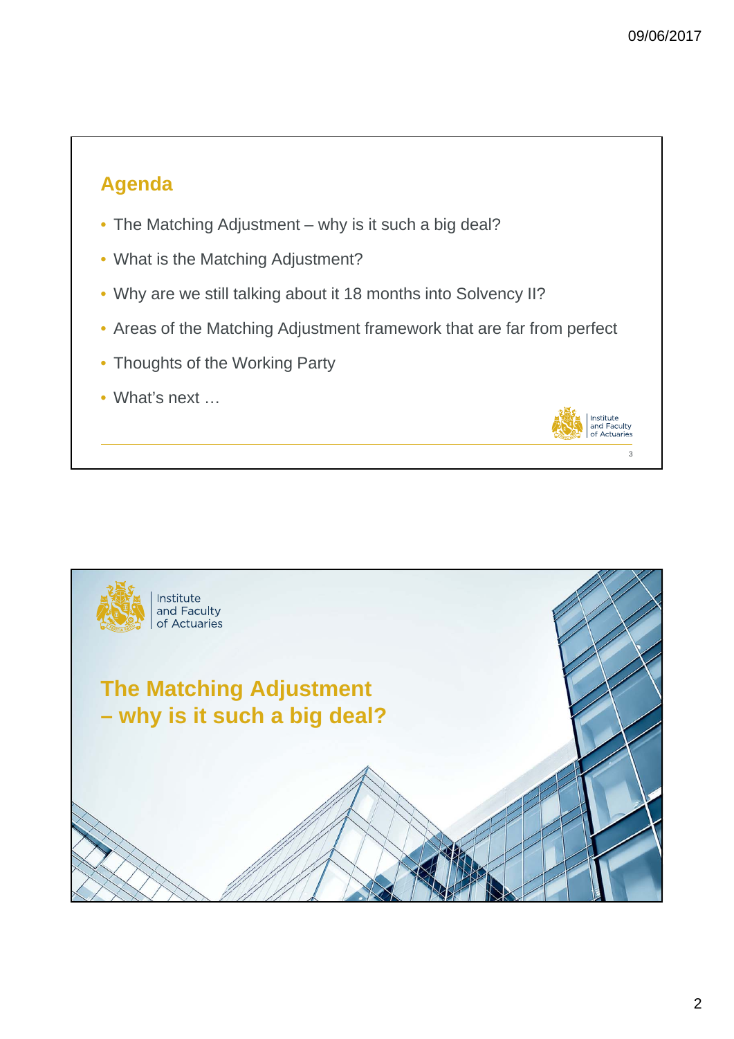## Agenda

- The Matching Adjustment – why is it such a big deal?
- What is the Matching Adjustment?
- Why are we still talking about it 18 months into Solvency II?
- Areas of the Matching Adjustment framework that are far from perfect
- Thoughts of the Working Party
- What's next …

# The Matching Adjustment – why is it such a big deal?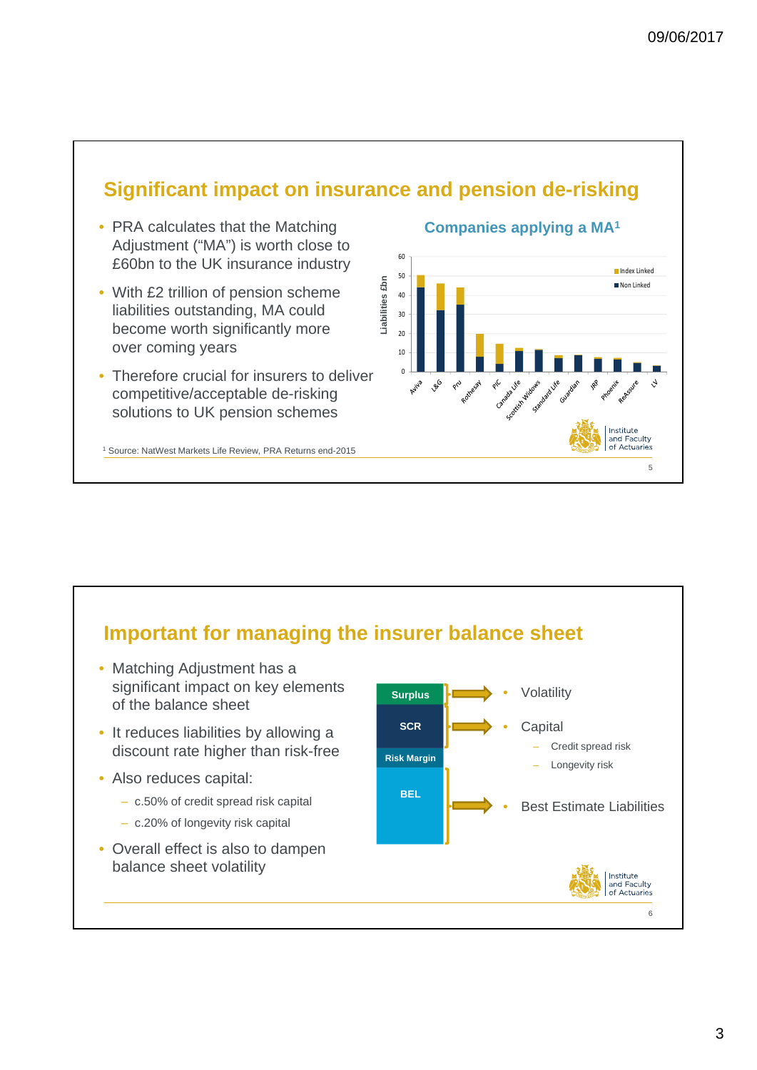## Significant impact on insurance and pension de-risking

- PRA calculates that the Matching Adjustment ("MA") is worth close to £60bn to the UK insurance industry
- With £2 trillion of pension scheme liabilities outstanding, MA could become worth significantly more over coming years
- Therefore crucial for insurers to deliver competitive/acceptable de-risking solutions to UK pension schemes

**Companies applying a MA[1]**

Liabilities £bn (Index Linked / Non Linked): Aviva, L&G, Pru, Rothesay, PIC, Canada Life, Scottish Widows, Standard Life, Guardian, JRP, Phoenix, ReAssure, LV

[1] Source: NatWest Markets Life Review, PRA Returns end-2015

## Important for managing the insurer balance sheet

- Matching Adjustment has a significant impact on key elements of the balance sheet
- It reduces liabilities by allowing a discount rate higher than risk-free
- Also reduces capital:
  - c.50% of credit spread risk capital
  - c.20% of longevity risk capital
- Overall effect is also to dampen balance sheet volatility

Surplus → Volatility

SCR / Risk Margin → Capital
- Credit spread risk
- Longevity risk

BEL → Best Estimate Liabilities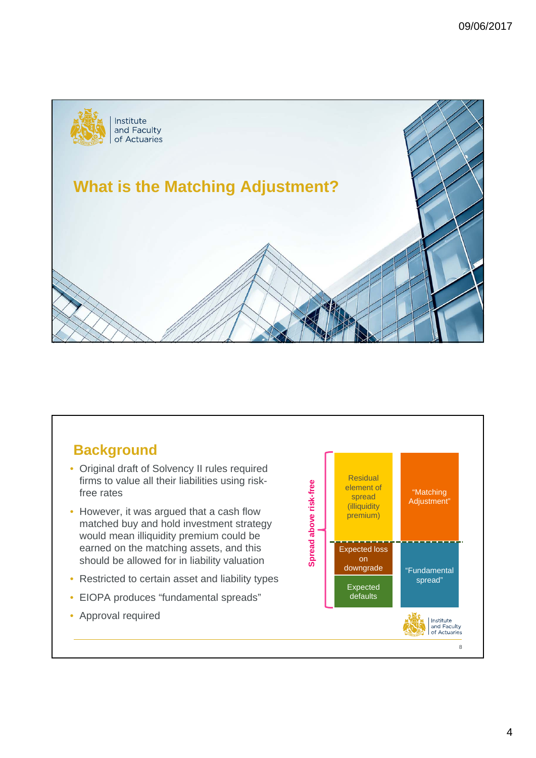# What is the Matching Adjustment?

## Background

- Original draft of Solvency II rules required firms to value all their liabilities using risk-free rates
- However, it was argued that a cash flow matched buy and hold investment strategy would mean illiquidity premium could be earned on the matching assets, and this should be allowed for in liability valuation
- Restricted to certain asset and liability types
- EIOPA produces "fundamental spreads"
- Approval required

Spread above risk-free

| | |
|---|---|
| Residual element of spread (illiquidity premium) | "Matching Adjustment" |
| Expected loss on downgrade | "Fundamental spread" |
| Expected defaults | |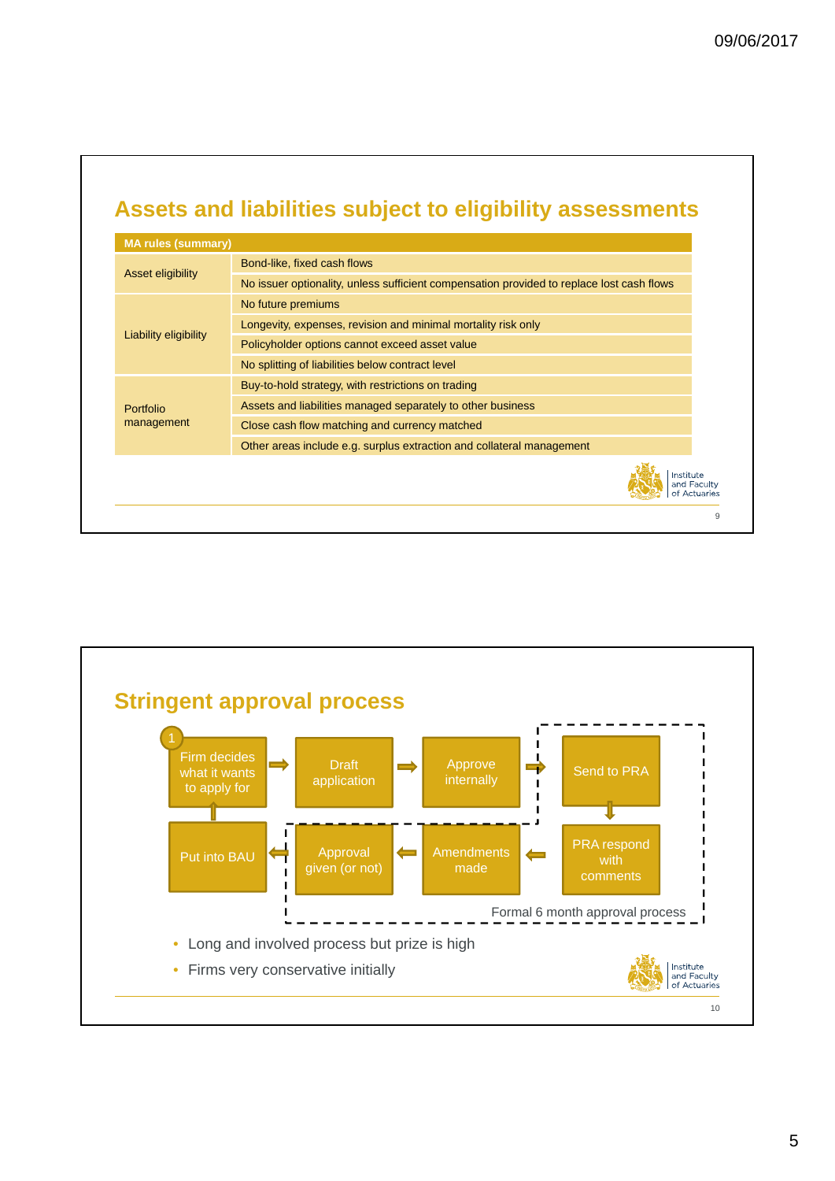## Assets and liabilities subject to eligibility assessments

| MA rules (summary) | |
|---|---|
| Asset eligibility | Bond-like, fixed cash flows |
| | No issuer optionality, unless sufficient compensation provided to replace lost cash flows |
| Liability eligibility | No future premiums |
| | Longevity, expenses, revision and minimal mortality risk only |
| | Policyholder options cannot exceed asset value |
| | No splitting of liabilities below contract level |
| Portfolio management | Buy-to-hold strategy, with restrictions on trading |
| | Assets and liabilities managed separately to other business |
| | Close cash flow matching and currency matched |
| | Other areas include e.g. surplus extraction and collateral management |

## Stringent approval process

1. Firm decides what it wants to apply for → Draft application → Approve internally → Send to PRA → PRA respond with comments → Amendments made → Approval given (or not) → Put into BAU → Firm decides what it wants to apply for

Formal 6 month approval process

- Long and involved process but prize is high
- Firms very conservative initially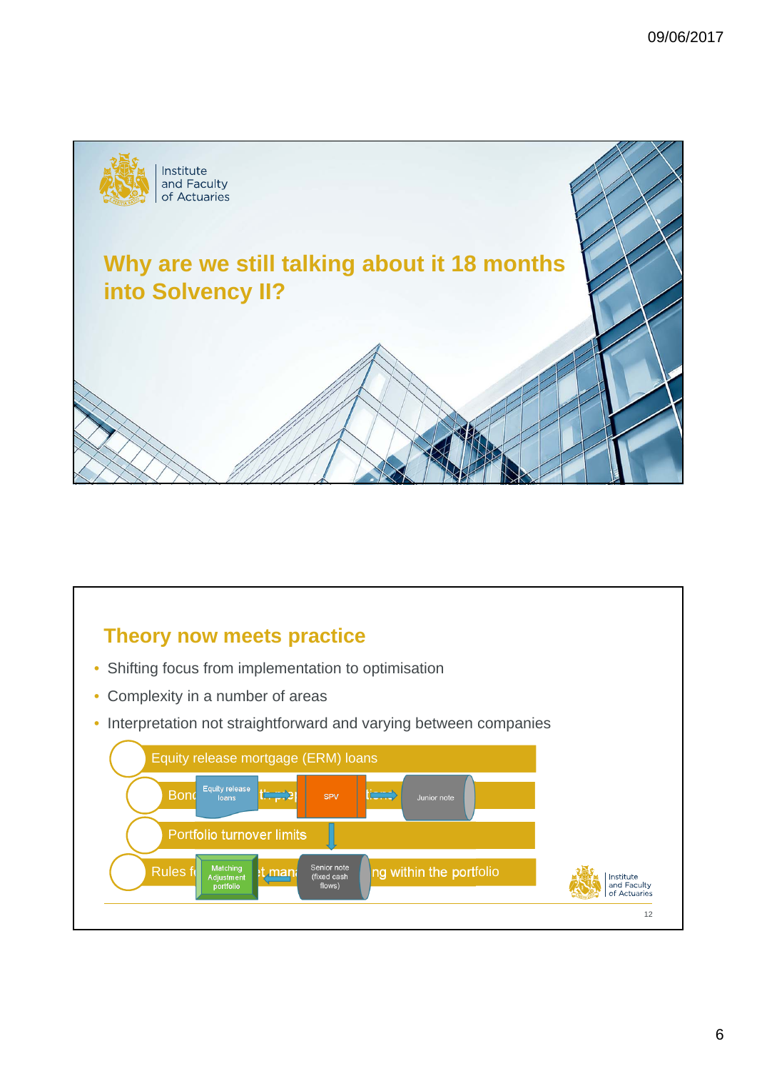## Why are we still talking about it 18 months into Solvency II?

## Theory now meets practice

- Shifting focus from implementation to optimisation
- Complexity in a number of areas
- Interpretation not straightforward and varying between companies

Equity release mortgage (ERM) loans

Bond … Equity release loans → SPV → Junior note

Portfolio turnover limits

Rules f… Matching Adjustment portfolio ← Senior note (fixed cash flows) …ng within the portfolio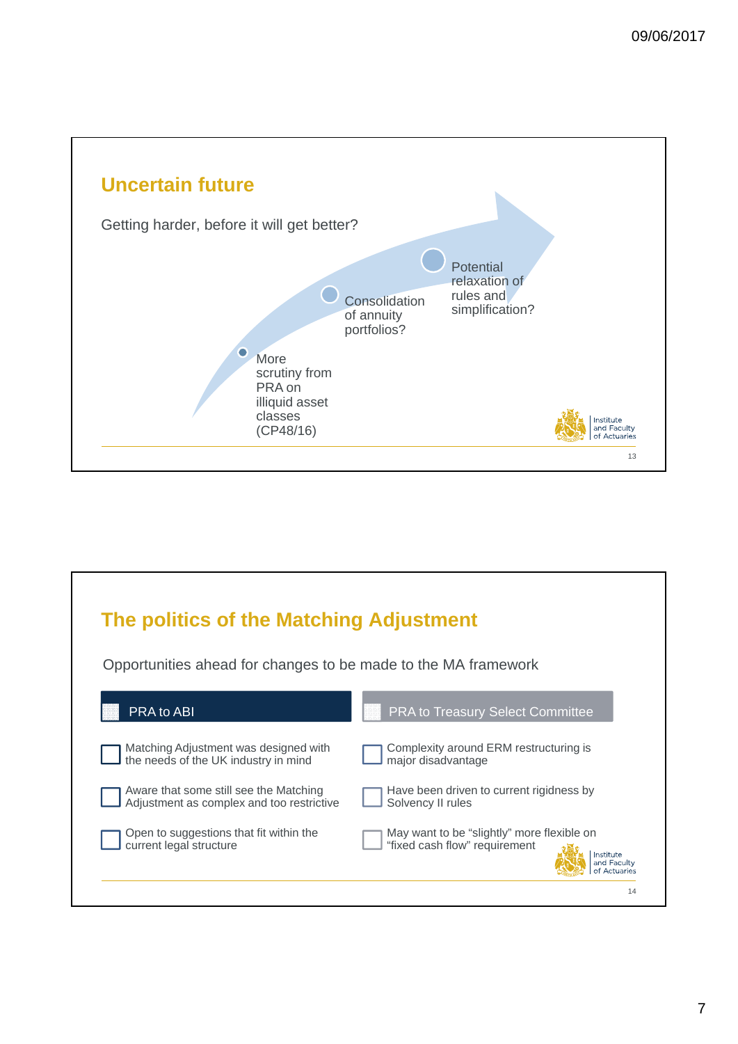## Uncertain future

Getting harder, before it will get better?

- More scrutiny from PRA on illiquid asset classes (CP48/16)
- Consolidation of annuity portfolios?
- Potential relaxation of rules and simplification?

## The politics of the Matching Adjustment

Opportunities ahead for changes to be made to the MA framework

**PRA to ABI**

- Matching Adjustment was designed with the needs of the UK industry in mind
- Aware that some still see the Matching Adjustment as complex and too restrictive
- Open to suggestions that fit within the current legal structure

**PRA to Treasury Select Committee**

- Complexity around ERM restructuring is major disadvantage
- Have been driven to current rigidness by Solvency II rules
- May want to be "slightly" more flexible on "fixed cash flow" requirement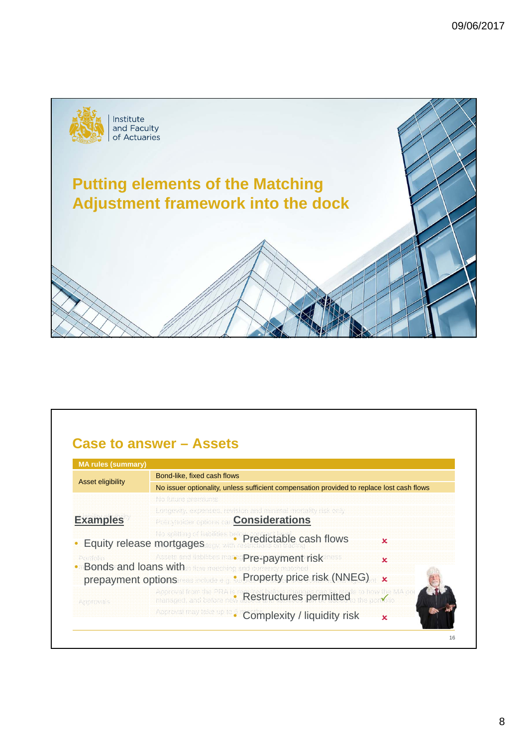# Putting elements of the Matching Adjustment framework into the dock

## Case to answer – Assets

| MA rules (summary) | |
|---|---|
| Asset eligibility | Bond-like, fixed cash flows |
| | No issuer optionality, unless sufficient compensation provided to replace lost cash flows |

**Examples**

- Equity release mortgages
- Bonds and loans with prepayment options

**Considerations**

- Predictable cash flows ✗
- Pre-payment risk ✗
- Property price risk (NNEG) ✗
- Restructures permitted ✓
- Complexity / liquidity risk ✗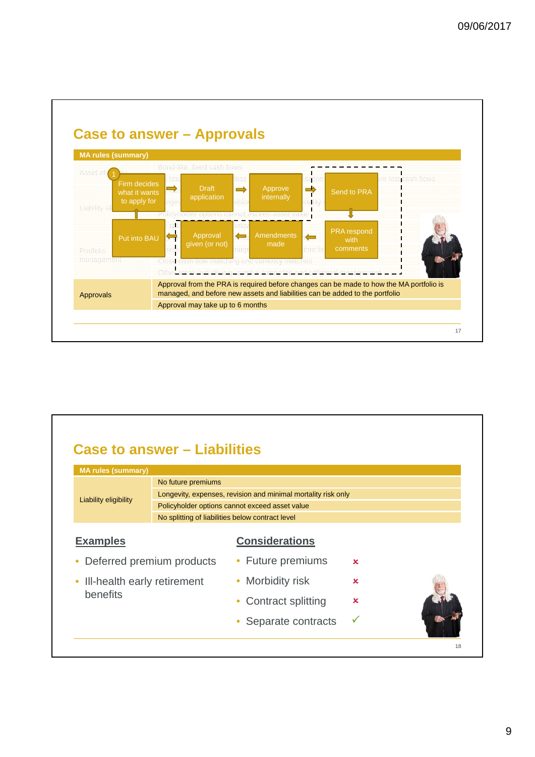## Case to answer – Approvals

**MA rules (summary)**

Flowchart:

1. Firm decides what it wants to apply for → Draft application → Approve internally → Send to PRA → PRA respond with comments → Amendments made → Approval given (or not) → Put into BAU → (back to) Firm decides what it wants to apply for

| MA rules (summary) | |
|---|---|
| Approvals | Approval from the PRA is required before changes can be made to how the MA portfolio is managed, and before new assets and liabilities can be added to the portfolio |
| | Approval may take up to 6 months |

## Case to answer – Liabilities

| MA rules (summary) | |
|---|---|
| Liability eligibility | No future premiums |
| | Longevity, expenses, revision and minimal mortality risk only |
| | Policyholder options cannot exceed asset value |
| | No splitting of liabilities below contract level |

**Examples**

- Deferred premium products
- Ill-health early retirement benefits

**Considerations**

- Future premiums ✗
- Morbidity risk ✗
- Contract splitting ✗
- Separate contracts ✓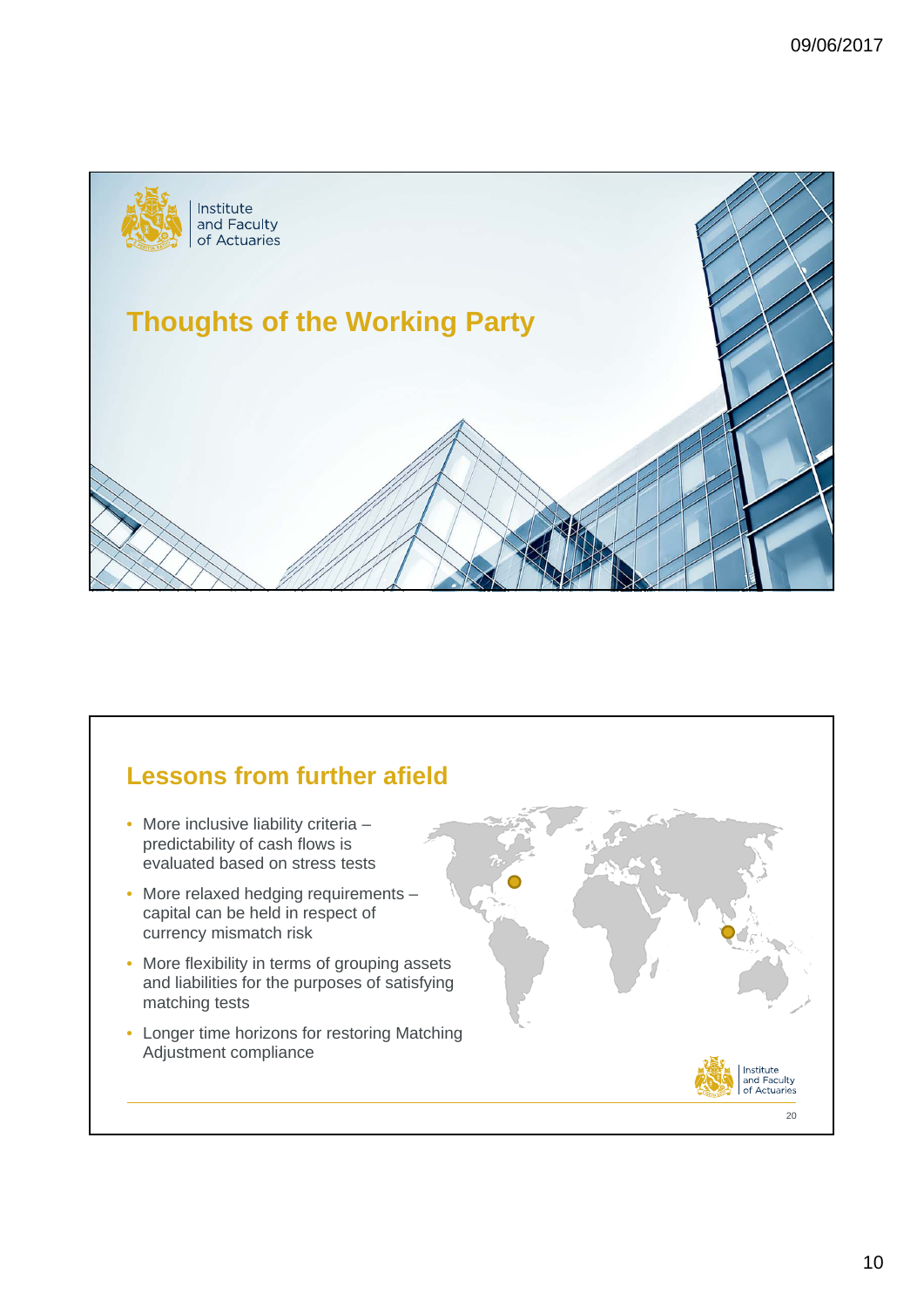# Thoughts of the Working Party

## Lessons from further afield

- More inclusive liability criteria – predictability of cash flows is evaluated based on stress tests
- More relaxed hedging requirements – capital can be held in respect of currency mismatch risk
- More flexibility in terms of grouping assets and liabilities for the purposes of satisfying matching tests
- Longer time horizons for restoring Matching Adjustment compliance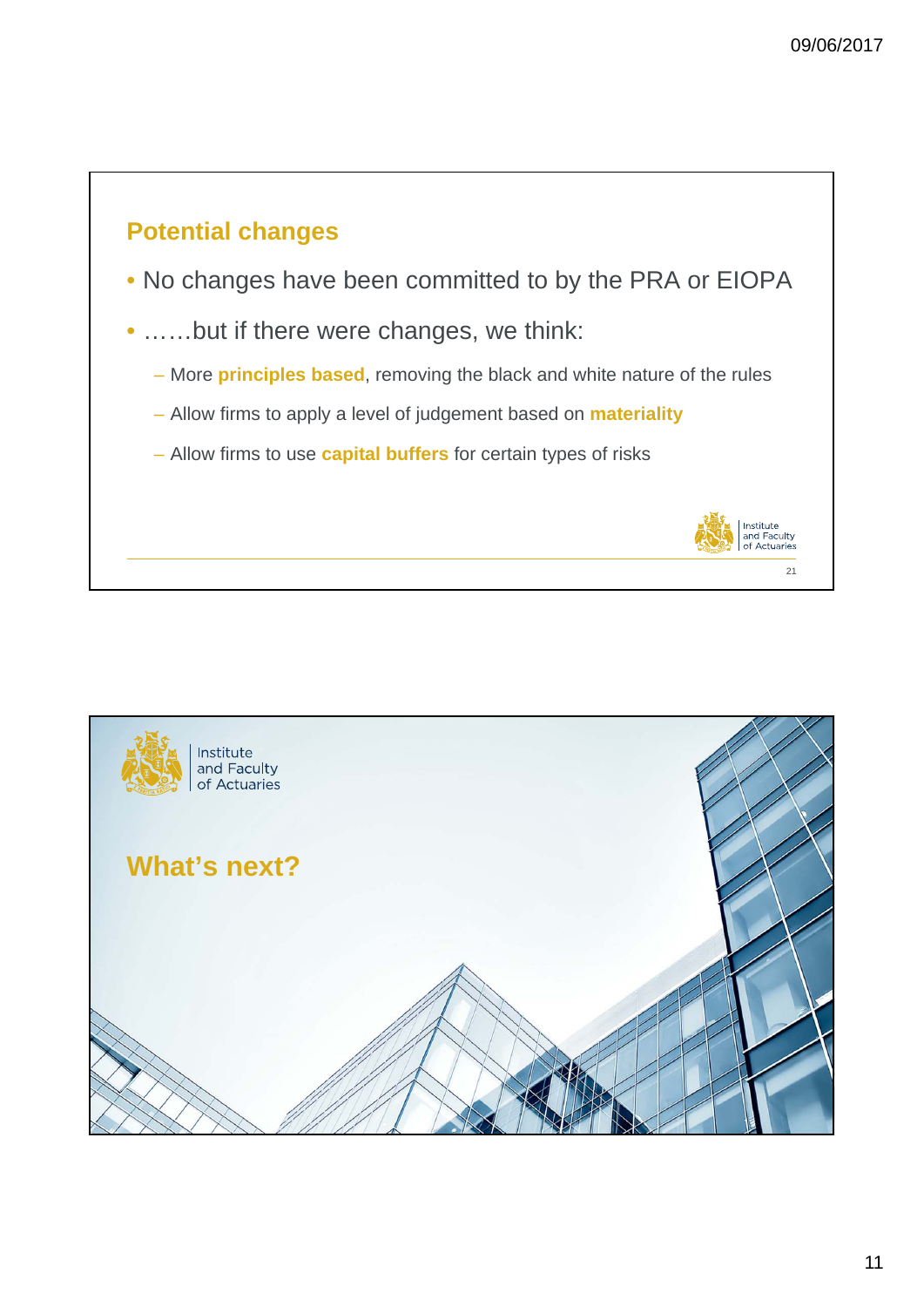## Potential changes

- No changes have been committed to by the PRA or EIOPA
- ……but if there were changes, we think:
  - More **principles based**, removing the black and white nature of the rules
  - Allow firms to apply a level of judgement based on **materiality**
  - Allow firms to use **capital buffers** for certain types of risks

## What's next?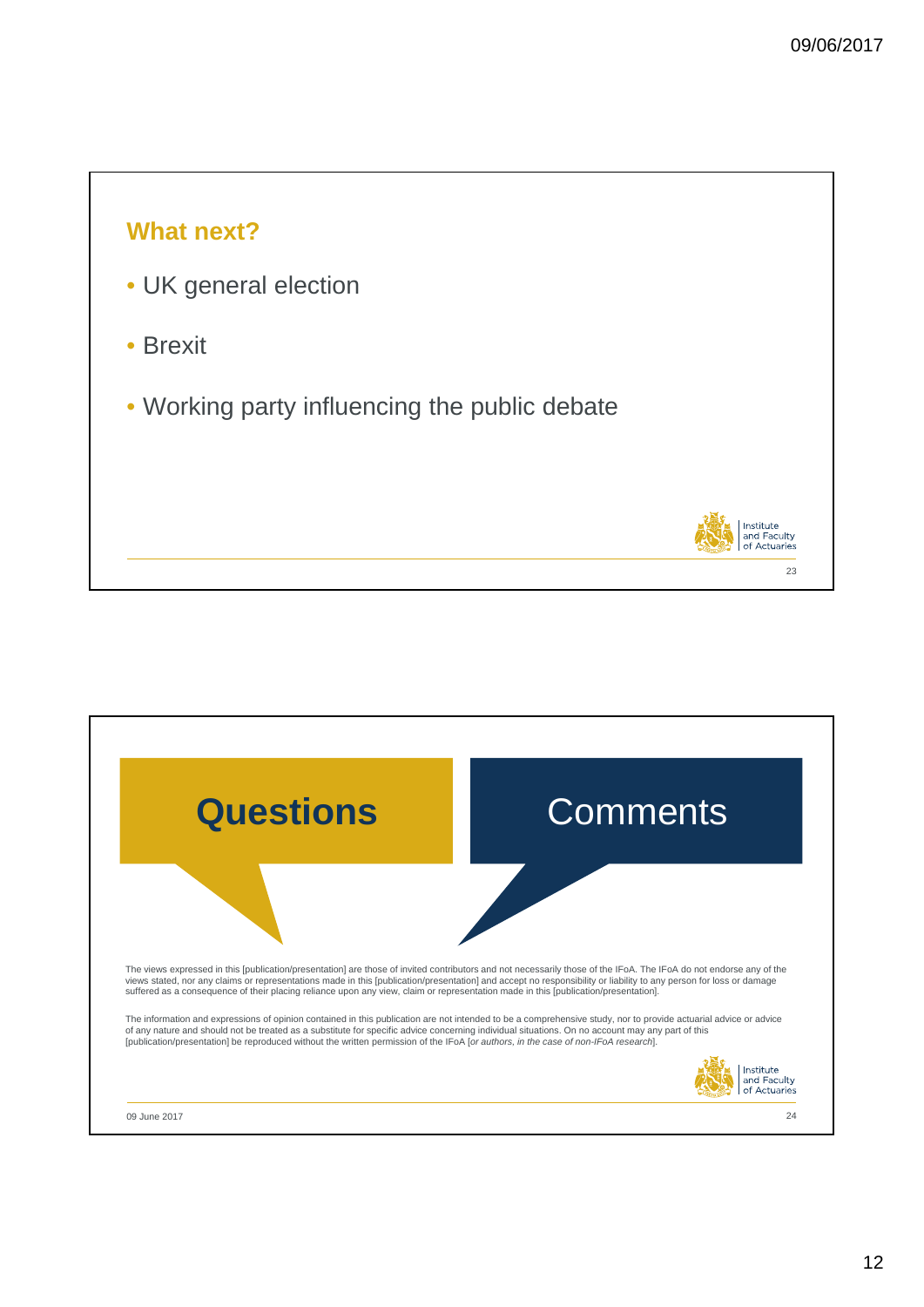## What next?

- UK general election
- Brexit
- Working party influencing the public debate

Institute and Faculty of Actuaries

**Questions**

Comments

The views expressed in this [publication/presentation] are those of invited contributors and not necessarily those of the IFoA. The IFoA do not endorse any of the views stated, nor any claims or representations made in this [publication/presentation] and accept no responsibility or liability to any person for loss or damage suffered as a consequence of their placing reliance upon any view, claim or representation made in this [publication/presentation].

The information and expressions of opinion contained in this publication are not intended to be a comprehensive study, nor to provide actuarial advice or advice of any nature and should not be treated as a substitute for specific advice concerning individual situations. On no account may any part of this [publication/presentation] be reproduced without the written permission of the IFoA [*or authors, in the case of non-IFoA research*].

Institute and Faculty of Actuaries